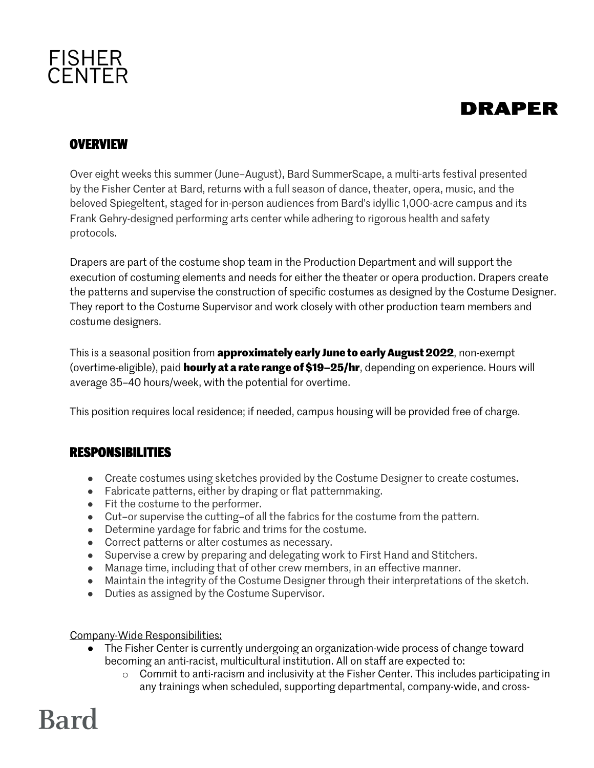FISHER
CENTER

# DRAPER

## OVERVIEW

Over eight weeks this summer (June–August), Bard SummerScape, a multi-arts festival presented by the Fisher Center at Bard, returns with a full season of dance, theater, opera, music, and the beloved Spiegeltent, staged for in-person audiences from Bard's idyllic 1,000-acre campus and its Frank Gehry-designed performing arts center while adhering to rigorous health and safety protocols.

Drapers are part of the costume shop team in the Production Department and will support the execution of costuming elements and needs for either the theater or opera production. Drapers create the patterns and supervise the construction of specific costumes as designed by the Costume Designer. They report to the Costume Supervisor and work closely with other production team members and costume designers.

This is a seasonal position from **approximately early June to early August 2022**, non-exempt (overtime-eligible), paid **hourly at a rate range of $19–25/hr**, depending on experience. Hours will average 35–40 hours/week, with the potential for overtime.

This position requires local residence; if needed, campus housing will be provided free of charge.

## RESPONSIBILITIES

- Create costumes using sketches provided by the Costume Designer to create costumes.
- Fabricate patterns, either by draping or flat patternmaking.
- Fit the costume to the performer.
- Cut–or supervise the cutting–of all the fabrics for the costume from the pattern.
- Determine yardage for fabric and trims for the costume.
- Correct patterns or alter costumes as necessary.
- Supervise a crew by preparing and delegating work to First Hand and Stitchers.
- Manage time, including that of other crew members, in an effective manner.
- Maintain the integrity of the Costume Designer through their interpretations of the sketch.
- Duties as assigned by the Costume Supervisor.

Company-Wide Responsibilities:

- The Fisher Center is currently undergoing an organization-wide process of change toward becoming an anti-racist, multicultural institution. All on staff are expected to:
  - Commit to anti-racism and inclusivity at the Fisher Center. This includes participating in any trainings when scheduled, supporting departmental, company-wide, and cross-

Bard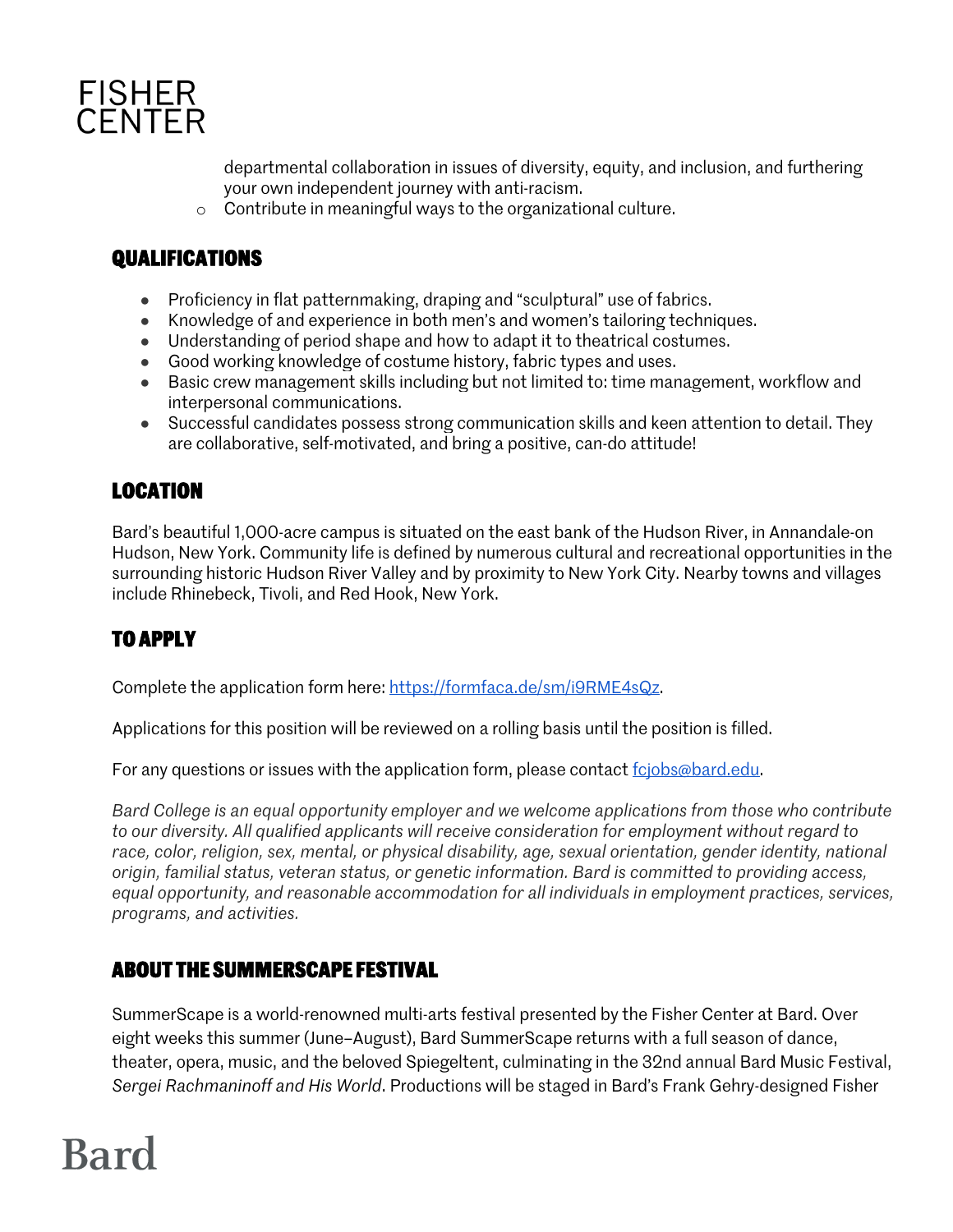departmental collaboration in issues of diversity, equity, and inclusion, and furthering your own independent journey with anti-racism.
    - Contribute in meaningful ways to the organizational culture.

## QUALIFICATIONS

- Proficiency in flat patternmaking, draping and "sculptural" use of fabrics.
- Knowledge of and experience in both men's and women's tailoring techniques.
- Understanding of period shape and how to adapt it to theatrical costumes.
- Good working knowledge of costume history, fabric types and uses.
- Basic crew management skills including but not limited to: time management, workflow and interpersonal communications.
- Successful candidates possess strong communication skills and keen attention to detail. They are collaborative, self-motivated, and bring a positive, can-do attitude!

## LOCATION

Bard's beautiful 1,000-acre campus is situated on the east bank of the Hudson River, in Annandale-on Hudson, New York. Community life is defined by numerous cultural and recreational opportunities in the surrounding historic Hudson River Valley and by proximity to New York City. Nearby towns and villages include Rhinebeck, Tivoli, and Red Hook, New York.

## TO APPLY

Complete the application form here: [https://formfaca.de/sm/i9RME4sQz](https://formfaca.de/sm/i9RME4sQz).

Applications for this position will be reviewed on a rolling basis until the position is filled.

For any questions or issues with the application form, please contact [fcjobs@bard.edu](mailto:fcjobs@bard.edu).

*Bard College is an equal opportunity employer and we welcome applications from those who contribute to our diversity. All qualified applicants will receive consideration for employment without regard to race, color, religion, sex, mental, or physical disability, age, sexual orientation, gender identity, national origin, familial status, veteran status, or genetic information. Bard is committed to providing access, equal opportunity, and reasonable accommodation for all individuals in employment practices, services, programs, and activities.*

## ABOUT THE SUMMERSCAPE FESTIVAL

SummerScape is a world-renowned multi-arts festival presented by the Fisher Center at Bard. Over eight weeks this summer (June–August), Bard SummerScape returns with a full season of dance, theater, opera, music, and the beloved Spiegeltent, culminating in the 32nd annual Bard Music Festival, *Sergei Rachmaninoff and His World*. Productions will be staged in Bard's Frank Gehry-designed Fisher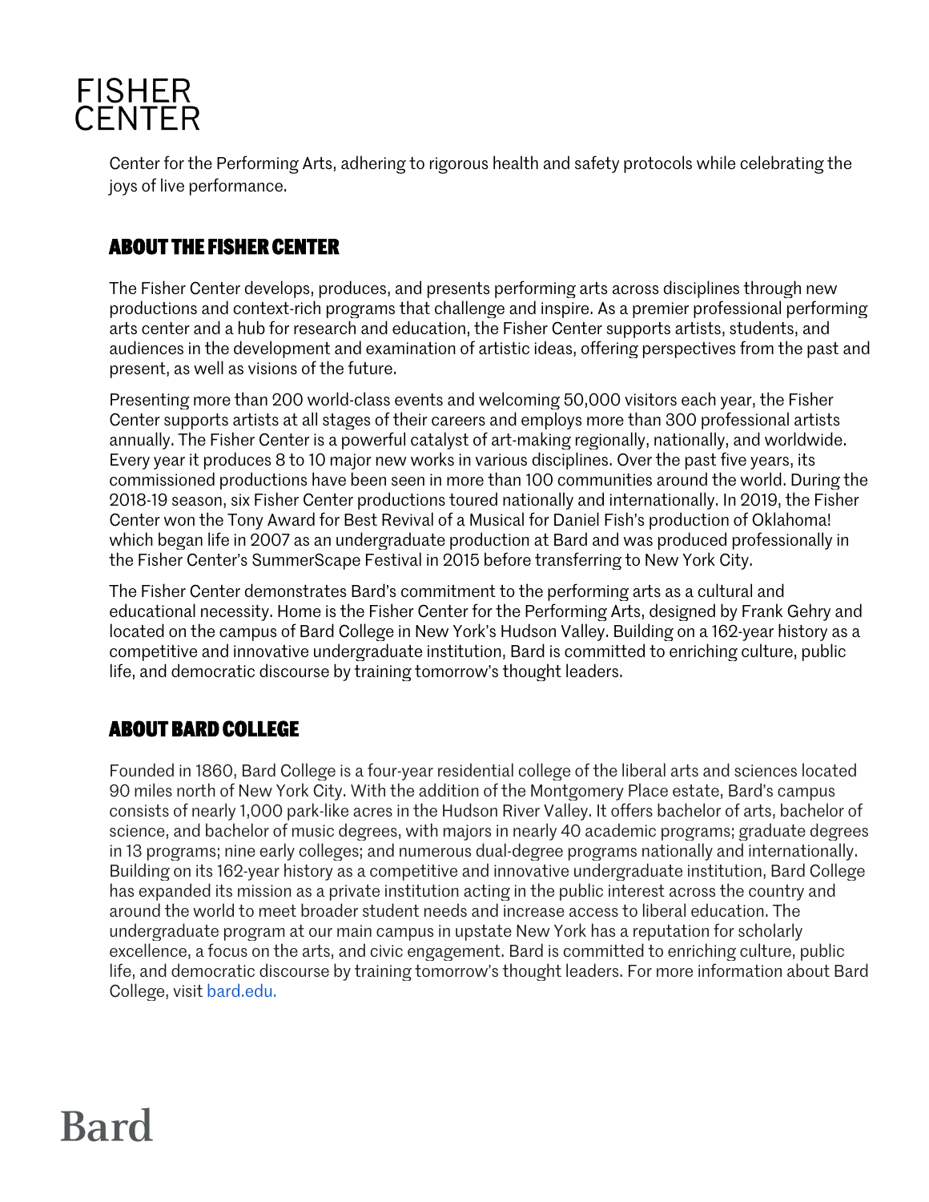Center for the Performing Arts, adhering to rigorous health and safety protocols while celebrating the joys of live performance.

## ABOUT THE FISHER CENTER

The Fisher Center develops, produces, and presents performing arts across disciplines through new productions and context-rich programs that challenge and inspire. As a premier professional performing arts center and a hub for research and education, the Fisher Center supports artists, students, and audiences in the development and examination of artistic ideas, offering perspectives from the past and present, as well as visions of the future.

Presenting more than 200 world-class events and welcoming 50,000 visitors each year, the Fisher Center supports artists at all stages of their careers and employs more than 300 professional artists annually. The Fisher Center is a powerful catalyst of art-making regionally, nationally, and worldwide. Every year it produces 8 to 10 major new works in various disciplines. Over the past five years, its commissioned productions have been seen in more than 100 communities around the world. During the 2018-19 season, six Fisher Center productions toured nationally and internationally. In 2019, the Fisher Center won the Tony Award for Best Revival of a Musical for Daniel Fish's production of Oklahoma! which began life in 2007 as an undergraduate production at Bard and was produced professionally in the Fisher Center's SummerScape Festival in 2015 before transferring to New York City.

The Fisher Center demonstrates Bard's commitment to the performing arts as a cultural and educational necessity. Home is the Fisher Center for the Performing Arts, designed by Frank Gehry and located on the campus of Bard College in New York's Hudson Valley. Building on a 162-year history as a competitive and innovative undergraduate institution, Bard is committed to enriching culture, public life, and democratic discourse by training tomorrow's thought leaders.

## ABOUT BARD COLLEGE

Founded in 1860, Bard College is a four-year residential college of the liberal arts and sciences located 90 miles north of New York City. With the addition of the Montgomery Place estate, Bard's campus consists of nearly 1,000 park-like acres in the Hudson River Valley. It offers bachelor of arts, bachelor of science, and bachelor of music degrees, with majors in nearly 40 academic programs; graduate degrees in 13 programs; nine early colleges; and numerous dual-degree programs nationally and internationally. Building on its 162-year history as a competitive and innovative undergraduate institution, Bard College has expanded its mission as a private institution acting in the public interest across the country and around the world to meet broader student needs and increase access to liberal education. The undergraduate program at our main campus in upstate New York has a reputation for scholarly excellence, a focus on the arts, and civic engagement. Bard is committed to enriching culture, public life, and democratic discourse by training tomorrow's thought leaders. For more information about Bard College, visit bard.edu.